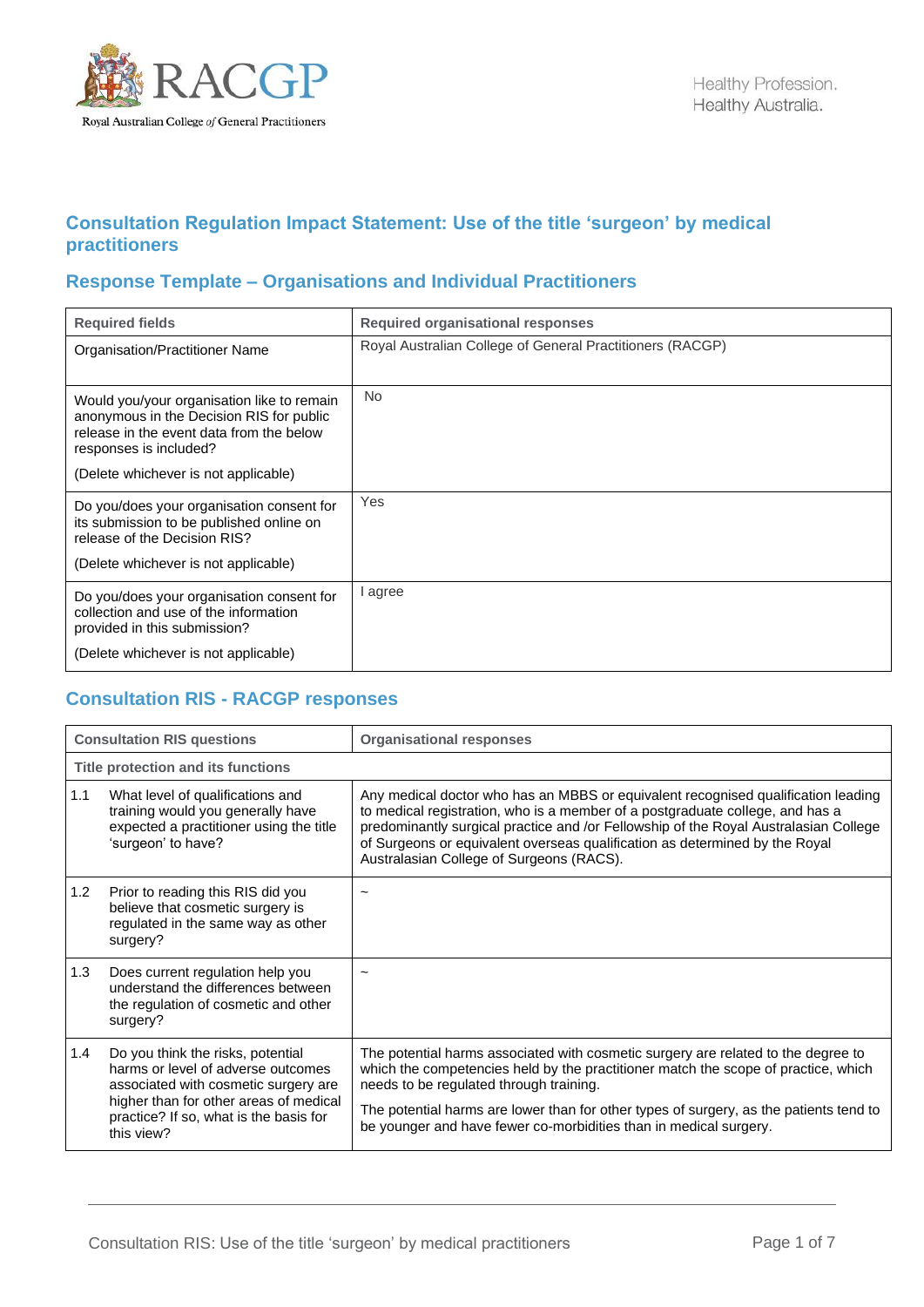Royal Australian College of General Practitioners

Healthy Profession.
Healthy Australia.

## Consultation Regulation Impact Statement: Use of the title 'surgeon' by medical practitioners

## Response Template – Organisations and Individual Practitioners

| Required fields | Required organisational responses |
|---|---|
| Organisation/Practitioner Name | Royal Australian College of General Practitioners (RACGP) |
| Would you/your organisation like to remain anonymous in the Decision RIS for public release in the event data from the below responses is included?<br><br>(Delete whichever is not applicable) | No |
| Do you/does your organisation consent for its submission to be published online on release of the Decision RIS?<br><br>(Delete whichever is not applicable) | Yes |
| Do you/does your organisation consent for collection and use of the information provided in this submission?<br><br>(Delete whichever is not applicable) | I agree |

## Consultation RIS - RACGP responses

| Consultation RIS questions | | Organisational responses |
|---|---|---|
| **Title protection and its functions** | | |
| 1.1 | What level of qualifications and training would you generally have expected a practitioner using the title 'surgeon' to have? | Any medical doctor who has an MBBS or equivalent recognised qualification leading to medical registration, who is a member of a postgraduate college, and has a predominantly surgical practice and /or Fellowship of the Royal Australasian College of Surgeons or equivalent overseas qualification as determined by the Royal Australasian College of Surgeons (RACS). |
| 1.2 | Prior to reading this RIS did you believe that cosmetic surgery is regulated in the same way as other surgery? | ~ |
| 1.3 | Does current regulation help you understand the differences between the regulation of cosmetic and other surgery? | ~ |
| 1.4 | Do you think the risks, potential harms or level of adverse outcomes associated with cosmetic surgery are higher than for other areas of medical practice? If so, what is the basis for this view? | The potential harms associated with cosmetic surgery are related to the degree to which the competencies held by the practitioner match the scope of practice, which needs to be regulated through training.<br><br>The potential harms are lower than for other types of surgery, as the patients tend to be younger and have fewer co-morbidities than in medical surgery. |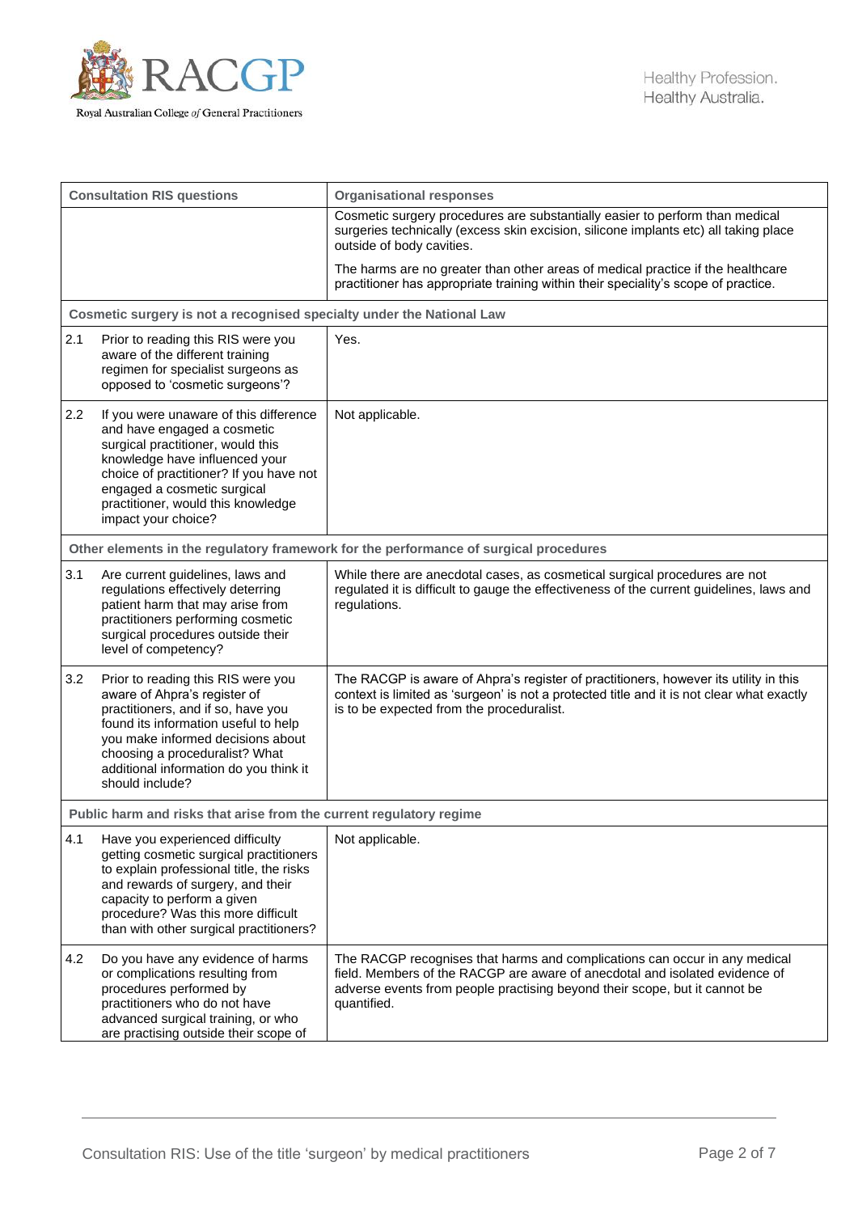| Consultation RIS questions | | Organisational responses |
|---|---|---|
| | | Cosmetic surgery procedures are substantially easier to perform than medical surgeries technically (excess skin excision, silicone implants etc) all taking place outside of body cavities.<br><br>The harms are no greater than other areas of medical practice if the healthcare practitioner has appropriate training within their speciality's scope of practice. |
| **Cosmetic surgery is not a recognised specialty under the National Law** | | |
| 2.1 | Prior to reading this RIS were you aware of the different training regimen for specialist surgeons as opposed to 'cosmetic surgeons'? | Yes. |
| 2.2 | If you were unaware of this difference and have engaged a cosmetic surgical practitioner, would this knowledge have influenced your choice of practitioner? If you have not engaged a cosmetic surgical practitioner, would this knowledge impact your choice? | Not applicable. |
| **Other elements in the regulatory framework for the performance of surgical procedures** | | |
| 3.1 | Are current guidelines, laws and regulations effectively deterring patient harm that may arise from practitioners performing cosmetic surgical procedures outside their level of competency? | While there are anecdotal cases, as cosmetical surgical procedures are not regulated it is difficult to gauge the effectiveness of the current guidelines, laws and regulations. |
| 3.2 | Prior to reading this RIS were you aware of Ahpra's register of practitioners, and if so, have you found its information useful to help you make informed decisions about choosing a proceduralist? What additional information do you think it should include? | The RACGP is aware of Ahpra's register of practitioners, however its utility in this context is limited as 'surgeon' is not a protected title and it is not clear what exactly is to be expected from the proceduralist. |
| **Public harm and risks that arise from the current regulatory regime** | | |
| 4.1 | Have you experienced difficulty getting cosmetic surgical practitioners to explain professional title, the risks and rewards of surgery, and their capacity to perform a given procedure? Was this more difficult than with other surgical practitioners? | Not applicable. |
| 4.2 | Do you have any evidence of harms or complications resulting from procedures performed by practitioners who do not have advanced surgical training, or who are practising outside their scope of | The RACGP recognises that harms and complications can occur in any medical field. Members of the RACGP are aware of anecdotal and isolated evidence of adverse events from people practising beyond their scope, but it cannot be quantified. |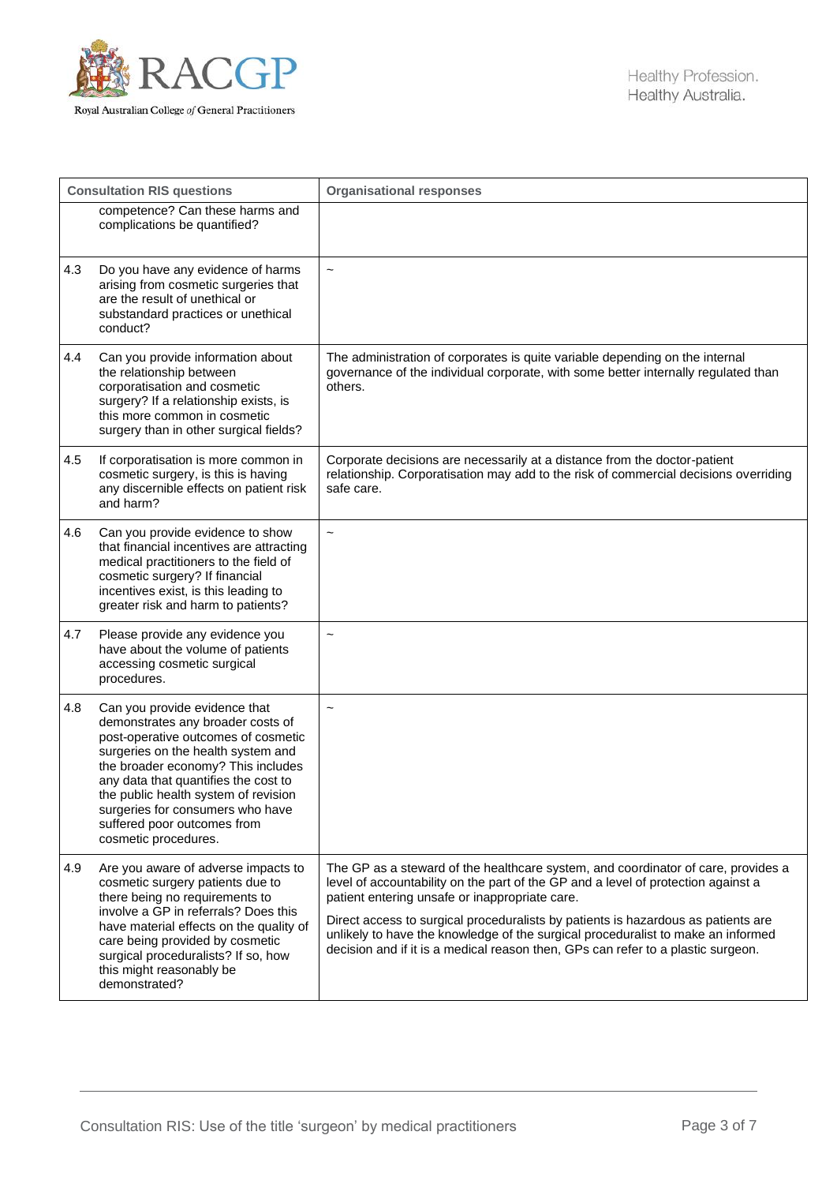| Consultation RIS questions | | Organisational responses |
|---|---|---|
| | competence? Can these harms and complications be quantified? | |
| 4.3 | Do you have any evidence of harms arising from cosmetic surgeries that are the result of unethical or substandard practices or unethical conduct? | ~ |
| 4.4 | Can you provide information about the relationship between corporatisation and cosmetic surgery? If a relationship exists, is this more common in cosmetic surgery than in other surgical fields? | The administration of corporates is quite variable depending on the internal governance of the individual corporate, with some better internally regulated than others. |
| 4.5 | If corporatisation is more common in cosmetic surgery, is this is having any discernible effects on patient risk and harm? | Corporate decisions are necessarily at a distance from the doctor-patient relationship. Corporatisation may add to the risk of commercial decisions overriding safe care. |
| 4.6 | Can you provide evidence to show that financial incentives are attracting medical practitioners to the field of cosmetic surgery? If financial incentives exist, is this leading to greater risk and harm to patients? | ~ |
| 4.7 | Please provide any evidence you have about the volume of patients accessing cosmetic surgical procedures. | ~ |
| 4.8 | Can you provide evidence that demonstrates any broader costs of post-operative outcomes of cosmetic surgeries on the health system and the broader economy? This includes any data that quantifies the cost to the public health system of revision surgeries for consumers who have suffered poor outcomes from cosmetic procedures. | ~ |
| 4.9 | Are you aware of adverse impacts to cosmetic surgery patients due to there being no requirements to involve a GP in referrals? Does this have material effects on the quality of care being provided by cosmetic surgical proceduralists? If so, how this might reasonably be demonstrated? | The GP as a steward of the healthcare system, and coordinator of care, provides a level of accountability on the part of the GP and a level of protection against a patient entering unsafe or inappropriate care.<br><br>Direct access to surgical proceduralists by patients is hazardous as patients are unlikely to have the knowledge of the surgical proceduralist to make an informed decision and if it is a medical reason then, GPs can refer to a plastic surgeon. |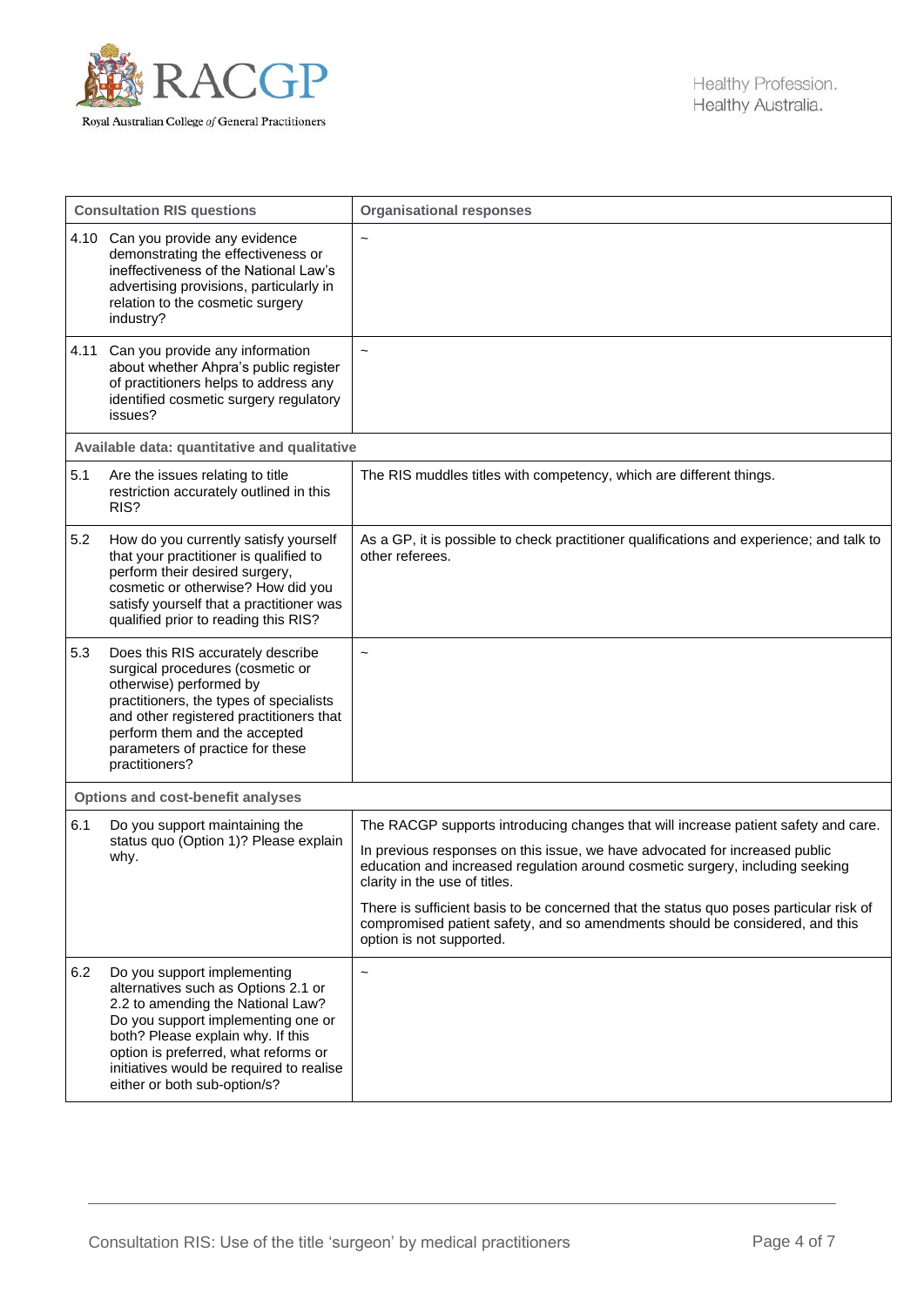| Consultation RIS questions | Organisational responses |
|---|---|
| 4.10 Can you provide any evidence demonstrating the effectiveness or ineffectiveness of the National Law's advertising provisions, particularly in relation to the cosmetic surgery industry? | ~ |
| 4.11 Can you provide any information about whether Ahpra's public register of practitioners helps to address any identified cosmetic surgery regulatory issues? | ~ |
| **Available data: quantitative and qualitative** | |
| 5.1 Are the issues relating to title restriction accurately outlined in this RIS? | The RIS muddles titles with competency, which are different things. |
| 5.2 How do you currently satisfy yourself that your practitioner is qualified to perform their desired surgery, cosmetic or otherwise? How did you satisfy yourself that a practitioner was qualified prior to reading this RIS? | As a GP, it is possible to check practitioner qualifications and experience; and talk to other referees. |
| 5.3 Does this RIS accurately describe surgical procedures (cosmetic or otherwise) performed by practitioners, the types of specialists and other registered practitioners that perform them and the accepted parameters of practice for these practitioners? | ~ |
| **Options and cost-benefit analyses** | |
| 6.1 Do you support maintaining the status quo (Option 1)? Please explain why. | The RACGP supports introducing changes that will increase patient safety and care.<br><br>In previous responses on this issue, we have advocated for increased public education and increased regulation around cosmetic surgery, including seeking clarity in the use of titles.<br><br>There is sufficient basis to be concerned that the status quo poses particular risk of compromised patient safety, and so amendments should be considered, and this option is not supported. |
| 6.2 Do you support implementing alternatives such as Options 2.1 or 2.2 to amending the National Law? Do you support implementing one or both? Please explain why. If this option is preferred, what reforms or initiatives would be required to realise either or both sub-option/s? | ~ |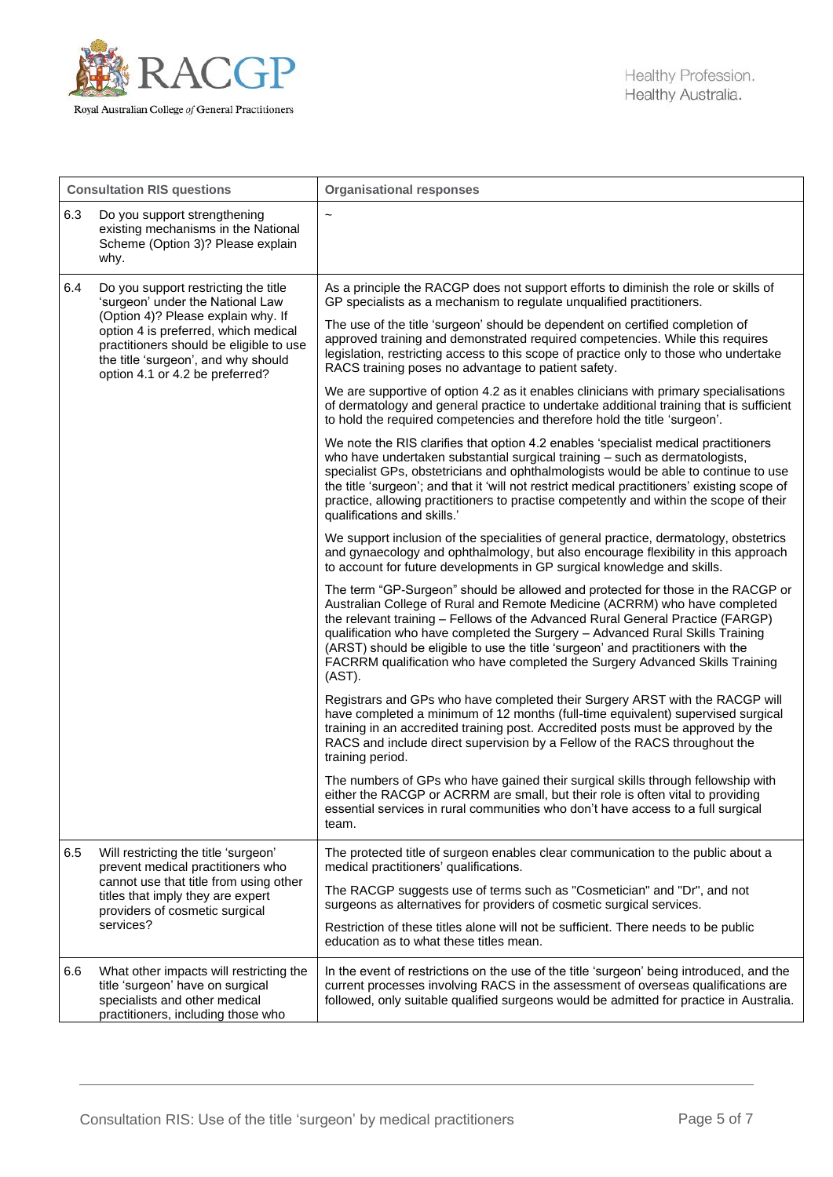| Consultation RIS questions | | Organisational responses |
|---|---|---|
| 6.3 | Do you support strengthening existing mechanisms in the National Scheme (Option 3)? Please explain why. | ~ |
| 6.4 | Do you support restricting the title 'surgeon' under the National Law (Option 4)? Please explain why. If option 4 is preferred, which medical practitioners should be eligible to use the title 'surgeon', and why should option 4.1 or 4.2 be preferred? | As a principle the RACGP does not support efforts to diminish the role or skills of GP specialists as a mechanism to regulate unqualified practitioners.<br><br>The use of the title 'surgeon' should be dependent on certified completion of approved training and demonstrated required competencies. While this requires legislation, restricting access to this scope of practice only to those who undertake RACS training poses no advantage to patient safety.<br><br>We are supportive of option 4.2 as it enables clinicians with primary specialisations of dermatology and general practice to undertake additional training that is sufficient to hold the required competencies and therefore hold the title 'surgeon'.<br><br>We note the RIS clarifies that option 4.2 enables 'specialist medical practitioners who have undertaken substantial surgical training – such as dermatologists, specialist GPs, obstetricians and ophthalmologists would be able to continue to use the title 'surgeon'; and that it 'will not restrict medical practitioners' existing scope of practice, allowing practitioners to practise competently and within the scope of their qualifications and skills.'<br><br>We support inclusion of the specialities of general practice, dermatology, obstetrics and gynaecology and ophthalmology, but also encourage flexibility in this approach to account for future developments in GP surgical knowledge and skills.<br><br>The term "GP-Surgeon" should be allowed and protected for those in the RACGP or Australian College of Rural and Remote Medicine (ACRRM) who have completed the relevant training – Fellows of the Advanced Rural General Practice (FARGP) qualification who have completed the Surgery – Advanced Rural Skills Training (ARST) should be eligible to use the title 'surgeon' and practitioners with the FACRRM qualification who have completed the Surgery Advanced Skills Training (AST).<br><br>Registrars and GPs who have completed their Surgery ARST with the RACGP will have completed a minimum of 12 months (full-time equivalent) supervised surgical training in an accredited training post. Accredited posts must be approved by the RACS and include direct supervision by a Fellow of the RACS throughout the training period.<br><br>The numbers of GPs who have gained their surgical skills through fellowship with either the RACGP or ACRRM are small, but their role is often vital to providing essential services in rural communities who don't have access to a full surgical team. |
| 6.5 | Will restricting the title 'surgeon' prevent medical practitioners who cannot use that title from using other titles that imply they are expert providers of cosmetic surgical services? | The protected title of surgeon enables clear communication to the public about a medical practitioners' qualifications.<br><br>The RACGP suggests use of terms such as "Cosmetician" and "Dr", and not surgeons as alternatives for providers of cosmetic surgical services.<br><br>Restriction of these titles alone will not be sufficient. There needs to be public education as to what these titles mean. |
| 6.6 | What other impacts will restricting the title 'surgeon' have on surgical specialists and other medical practitioners, including those who | In the event of restrictions on the use of the title 'surgeon' being introduced, and the current processes involving RACS in the assessment of overseas qualifications are followed, only suitable qualified surgeons would be admitted for practice in Australia. |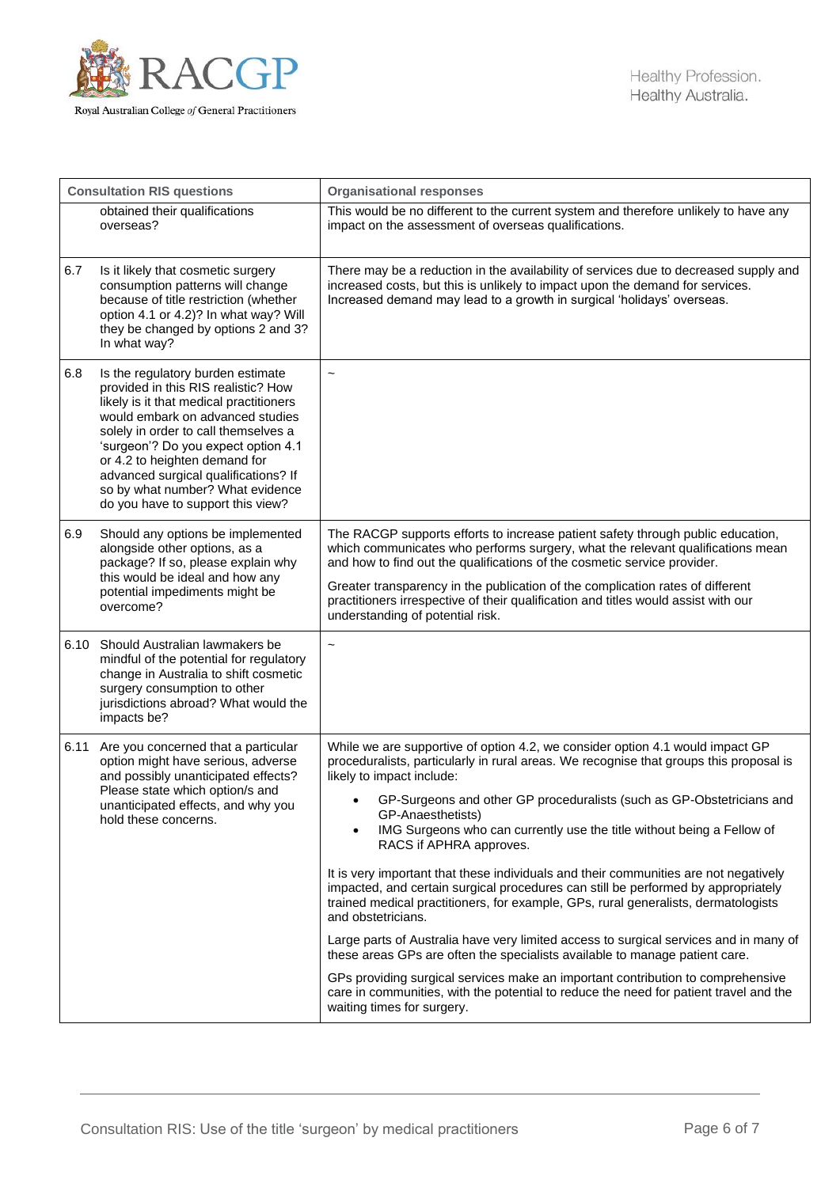| Consultation RIS questions | Organisational responses |
| --- | --- |
| obtained their qualifications overseas? | This would be no different to the current system and therefore unlikely to have any impact on the assessment of overseas qualifications. |
| 6.7 Is it likely that cosmetic surgery consumption patterns will change because of title restriction (whether option 4.1 or 4.2)? In what way? Will they be changed by options 2 and 3? In what way? | There may be a reduction in the availability of services due to decreased supply and increased costs, but this is unlikely to impact upon the demand for services. Increased demand may lead to a growth in surgical 'holidays' overseas. |
| 6.8 Is the regulatory burden estimate provided in this RIS realistic? How likely is it that medical practitioners would embark on advanced studies solely in order to call themselves a 'surgeon'? Do you expect option 4.1 or 4.2 to heighten demand for advanced surgical qualifications? If so by what number? What evidence do you have to support this view? | ~ |
| 6.9 Should any options be implemented alongside other options, as a package? If so, please explain why this would be ideal and how any potential impediments might be overcome? | The RACGP supports efforts to increase patient safety through public education, which communicates who performs surgery, what the relevant qualifications mean and how to find out the qualifications of the cosmetic service provider.<br><br>Greater transparency in the publication of the complication rates of different practitioners irrespective of their qualification and titles would assist with our understanding of potential risk. |
| 6.10 Should Australian lawmakers be mindful of the potential for regulatory change in Australia to shift cosmetic surgery consumption to other jurisdictions abroad? What would the impacts be? | ~ |
| 6.11 Are you concerned that a particular option might have serious, adverse and possibly unanticipated effects? Please state which option/s and unanticipated effects, and why you hold these concerns. | While we are supportive of option 4.2, we consider option 4.1 would impact GP proceduralists, particularly in rural areas. We recognise that groups this proposal is likely to impact include:<br><br>• GP-Surgeons and other GP proceduralists (such as GP-Obstetricians and GP-Anaesthetists)<br>• IMG Surgeons who can currently use the title without being a Fellow of RACS if APHRA approves.<br><br>It is very important that these individuals and their communities are not negatively impacted, and certain surgical procedures can still be performed by appropriately trained medical practitioners, for example, GPs, rural generalists, dermatologists and obstetricians.<br><br>Large parts of Australia have very limited access to surgical services and in many of these areas GPs are often the specialists available to manage patient care.<br><br>GPs providing surgical services make an important contribution to comprehensive care in communities, with the potential to reduce the need for patient travel and the waiting times for surgery. |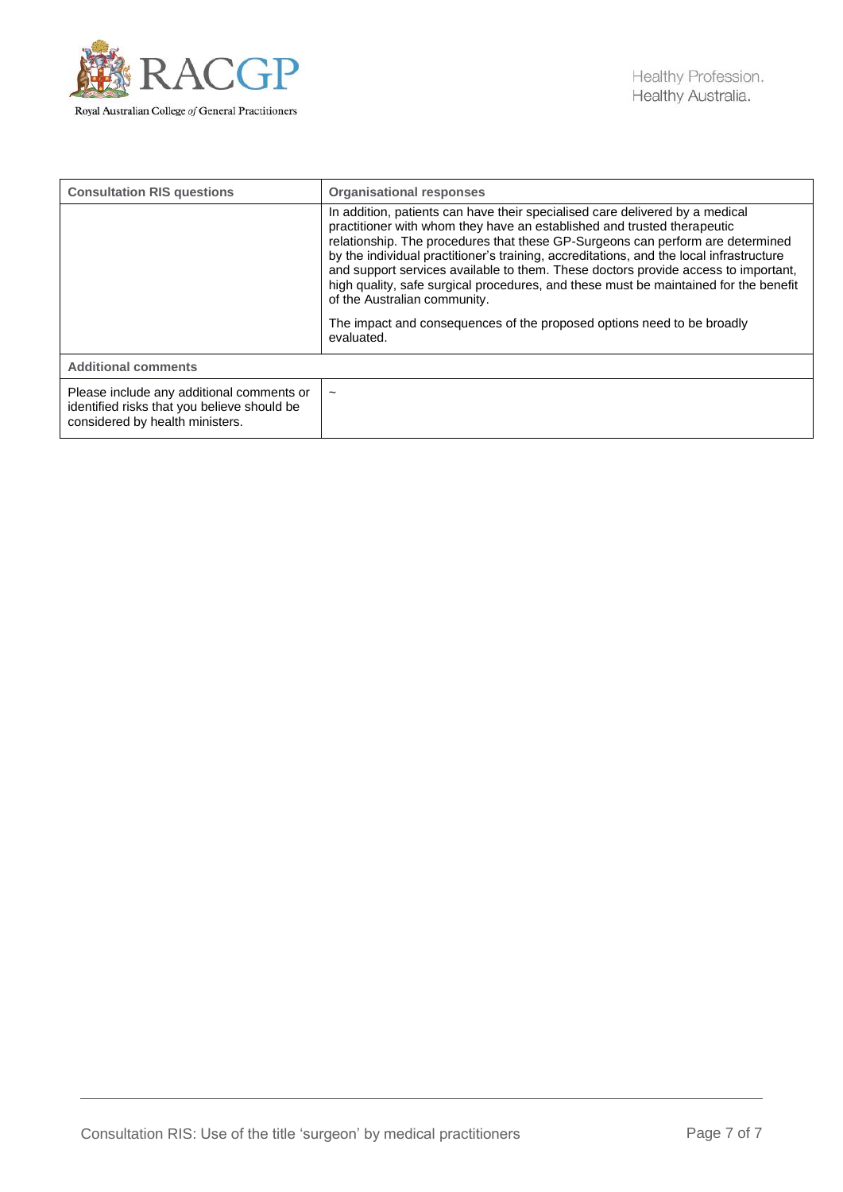| Consultation RIS questions | Organisational responses |
| --- | --- |
| | In addition, patients can have their specialised care delivered by a medical practitioner with whom they have an established and trusted therapeutic relationship. The procedures that these GP-Surgeons can perform are determined by the individual practitioner's training, accreditations, and the local infrastructure and support services available to them. These doctors provide access to important, high quality, safe surgical procedures, and these must be maintained for the benefit of the Australian community.<br><br>The impact and consequences of the proposed options need to be broadly evaluated. |
| **Additional comments** | |
| Please include any additional comments or identified risks that you believe should be considered by health ministers. | ~ |